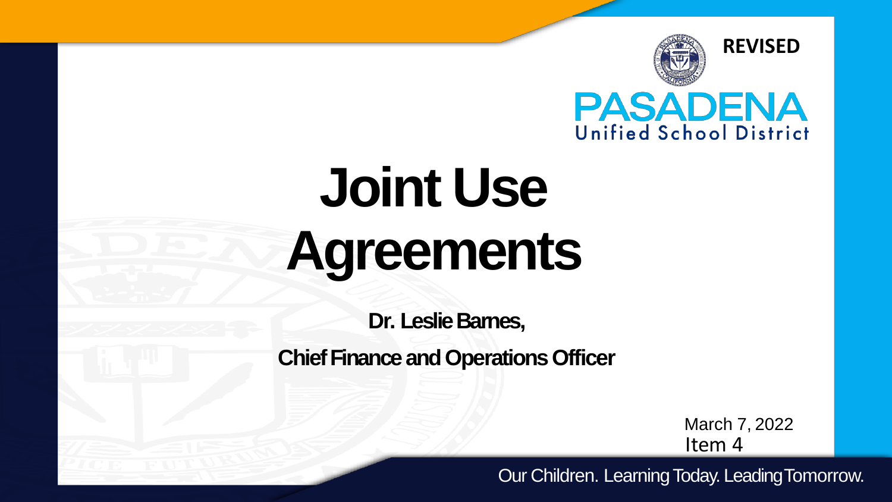REVISED

PASADENA Unified School District

# Joint Use Agreements

**Dr. Leslie Barnes,**

**Chief Finance and Operations Officer**

March 7, 2022
Item 4

Our Children. Learning Today. Leading Tomorrow.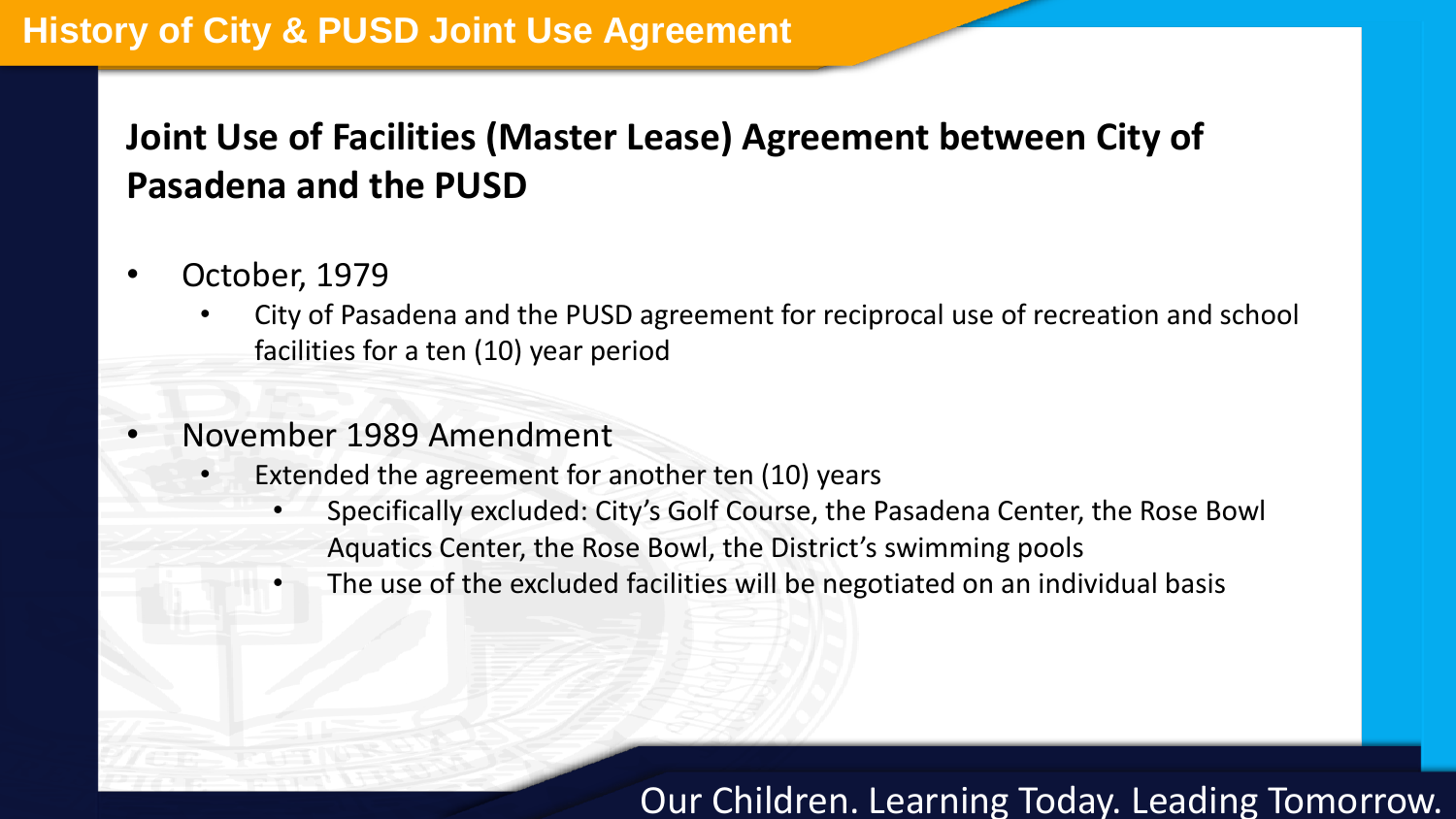# History of City & PUSD Joint Use Agreement

## Joint Use of Facilities (Master Lease) Agreement between City of Pasadena and the PUSD

- October, 1979
  - City of Pasadena and the PUSD agreement for reciprocal use of recreation and school facilities for a ten (10) year period
- November 1989 Amendment
  - Extended the agreement for another ten (10) years
    - Specifically excluded: City's Golf Course, the Pasadena Center, the Rose Bowl Aquatics Center, the Rose Bowl, the District's swimming pools
    - The use of the excluded facilities will be negotiated on an individual basis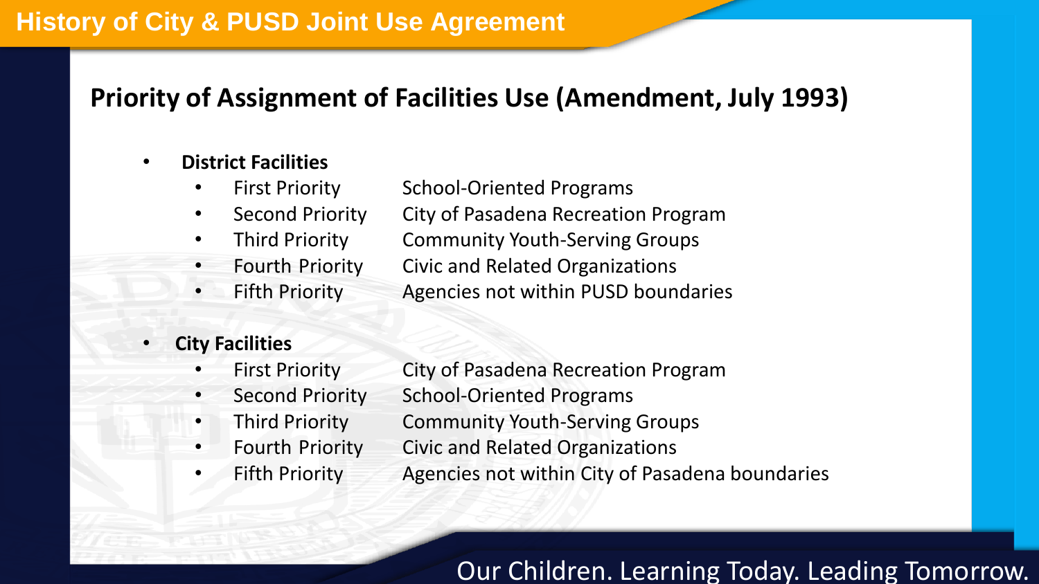# History of City & PUSD Joint Use Agreement

## Priority of Assignment of Facilities Use (Amendment, July 1993)

- **District Facilities**
  - First Priority — School-Oriented Programs
  - Second Priority — City of Pasadena Recreation Program
  - Third Priority — Community Youth-Serving Groups
  - Fourth Priority — Civic and Related Organizations
  - Fifth Priority — Agencies not within PUSD boundaries

- **City Facilities**
  - First Priority — City of Pasadena Recreation Program
  - Second Priority — School-Oriented Programs
  - Third Priority — Community Youth-Serving Groups
  - Fourth Priority — Civic and Related Organizations
  - Fifth Priority — Agencies not within City of Pasadena boundaries

Our Children. Learning Today. Leading Tomorrow.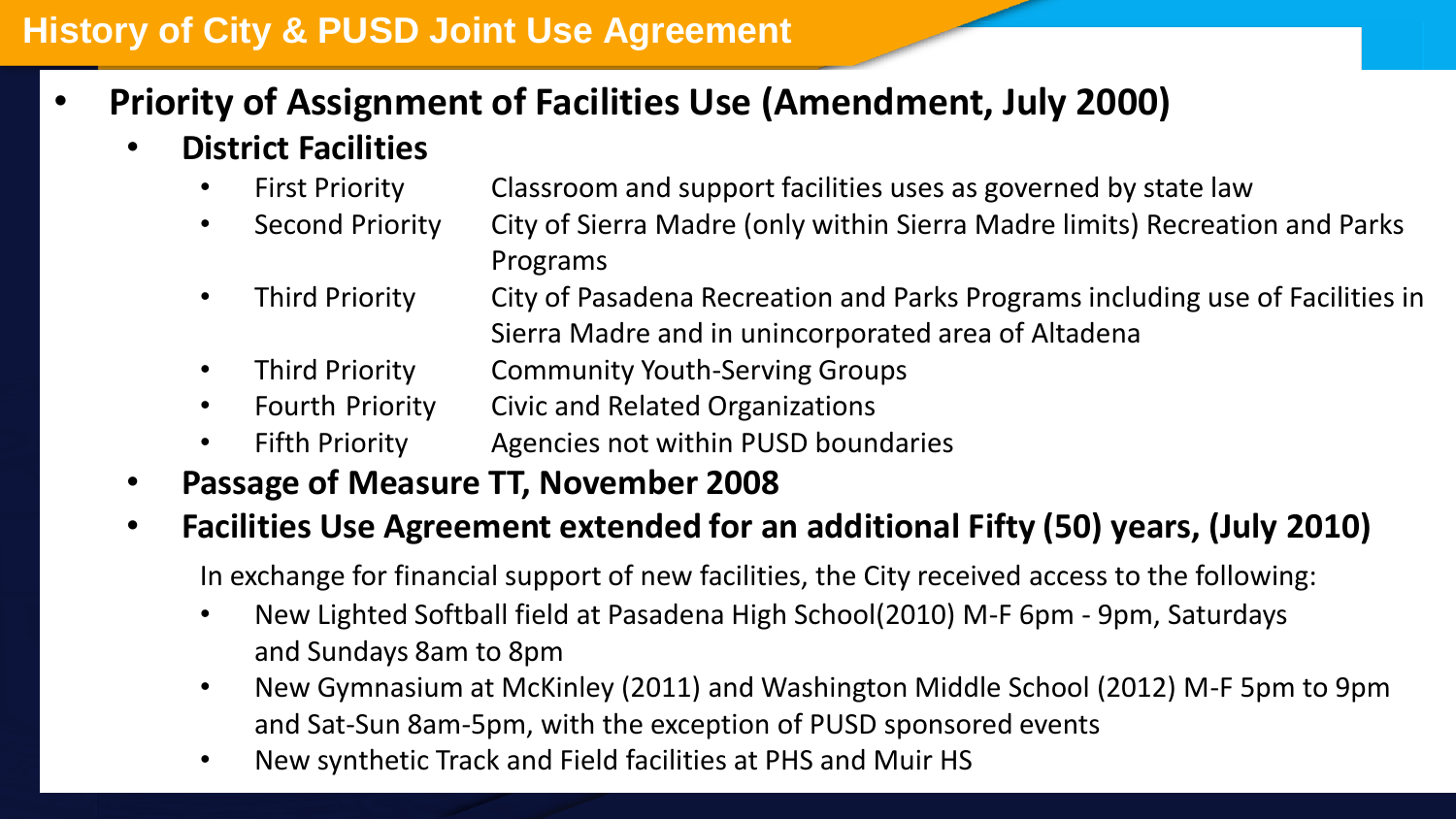# History of City & PUSD Joint Use Agreement

- **Priority of Assignment of Facilities Use (Amendment, July 2000)**
  - **District Facilities**
    - First Priority — Classroom and support facilities uses as governed by state law
    - Second Priority — City of Sierra Madre (only within Sierra Madre limits) Recreation and Parks Programs
    - Third Priority — City of Pasadena Recreation and Parks Programs including use of Facilities in Sierra Madre and in unincorporated area of Altadena
    - Third Priority — Community Youth-Serving Groups
    - Fourth Priority — Civic and Related Organizations
    - Fifth Priority — Agencies not within PUSD boundaries
  - **Passage of Measure TT, November 2008**
  - **Facilities Use Agreement extended for an additional Fifty (50) years, (July 2010)**

    In exchange for financial support of new facilities, the City received access to the following:

    - New Lighted Softball field at Pasadena High School(2010) M-F 6pm - 9pm, Saturdays and Sundays 8am to 8pm
    - New Gymnasium at McKinley (2011) and Washington Middle School (2012) M-F 5pm to 9pm and Sat-Sun 8am-5pm, with the exception of PUSD sponsored events
    - New synthetic Track and Field facilities at PHS and Muir HS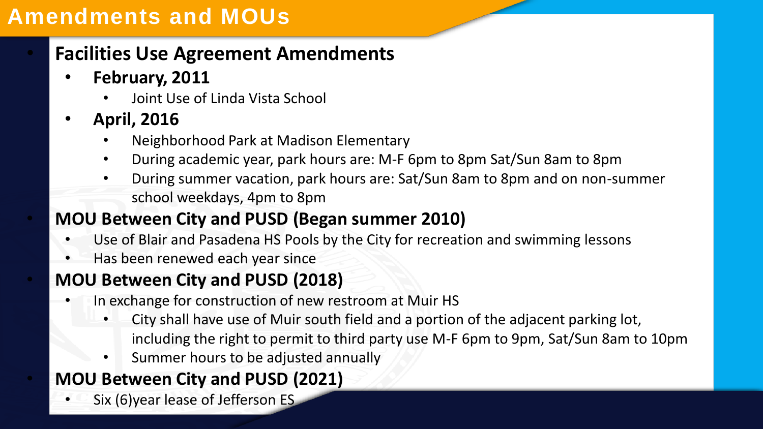# Amendments and MOUs

- **Facilities Use Agreement Amendments**
  - **February, 2011**
    - Joint Use of Linda Vista School
  - **April, 2016**
    - Neighborhood Park at Madison Elementary
    - During academic year, park hours are: M-F 6pm to 8pm Sat/Sun 8am to 8pm
    - During summer vacation, park hours are: Sat/Sun 8am to 8pm and on non-summer school weekdays, 4pm to 8pm
- **MOU Between City and PUSD (Began summer 2010)**
  - Use of Blair and Pasadena HS Pools by the City for recreation and swimming lessons
  - Has been renewed each year since
- **MOU Between City and PUSD (2018)**
  - In exchange for construction of new restroom at Muir HS
    - City shall have use of Muir south field and a portion of the adjacent parking lot, including the right to permit to third party use M-F 6pm to 9pm, Sat/Sun 8am to 10pm
    - Summer hours to be adjusted annually
- **MOU Between City and PUSD (2021)**
  - Six (6)year lease of Jefferson ES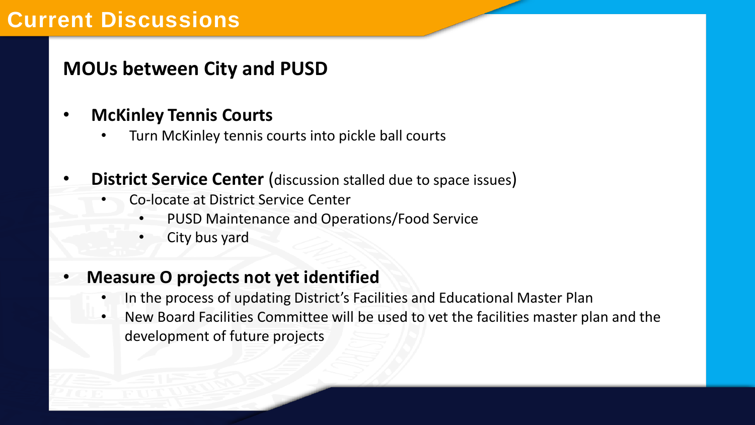# Current Discussions

## MOUs between City and PUSD

- **McKinley Tennis Courts**
  - Turn McKinley tennis courts into pickle ball courts

- **District Service Center** (discussion stalled due to space issues)
  - Co-locate at District Service Center
    - PUSD Maintenance and Operations/Food Service
    - City bus yard

- **Measure O projects not yet identified**
  - In the process of updating District's Facilities and Educational Master Plan
  - New Board Facilities Committee will be used to vet the facilities master plan and the development of future projects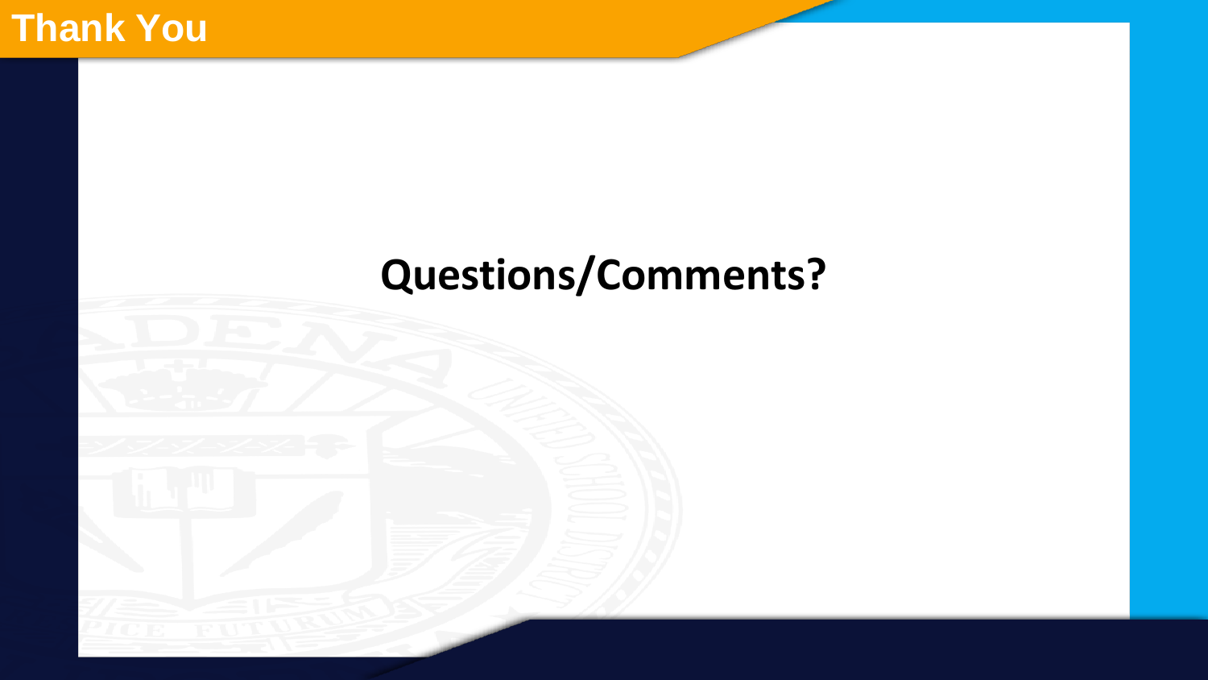# Thank You

**Questions/Comments?**